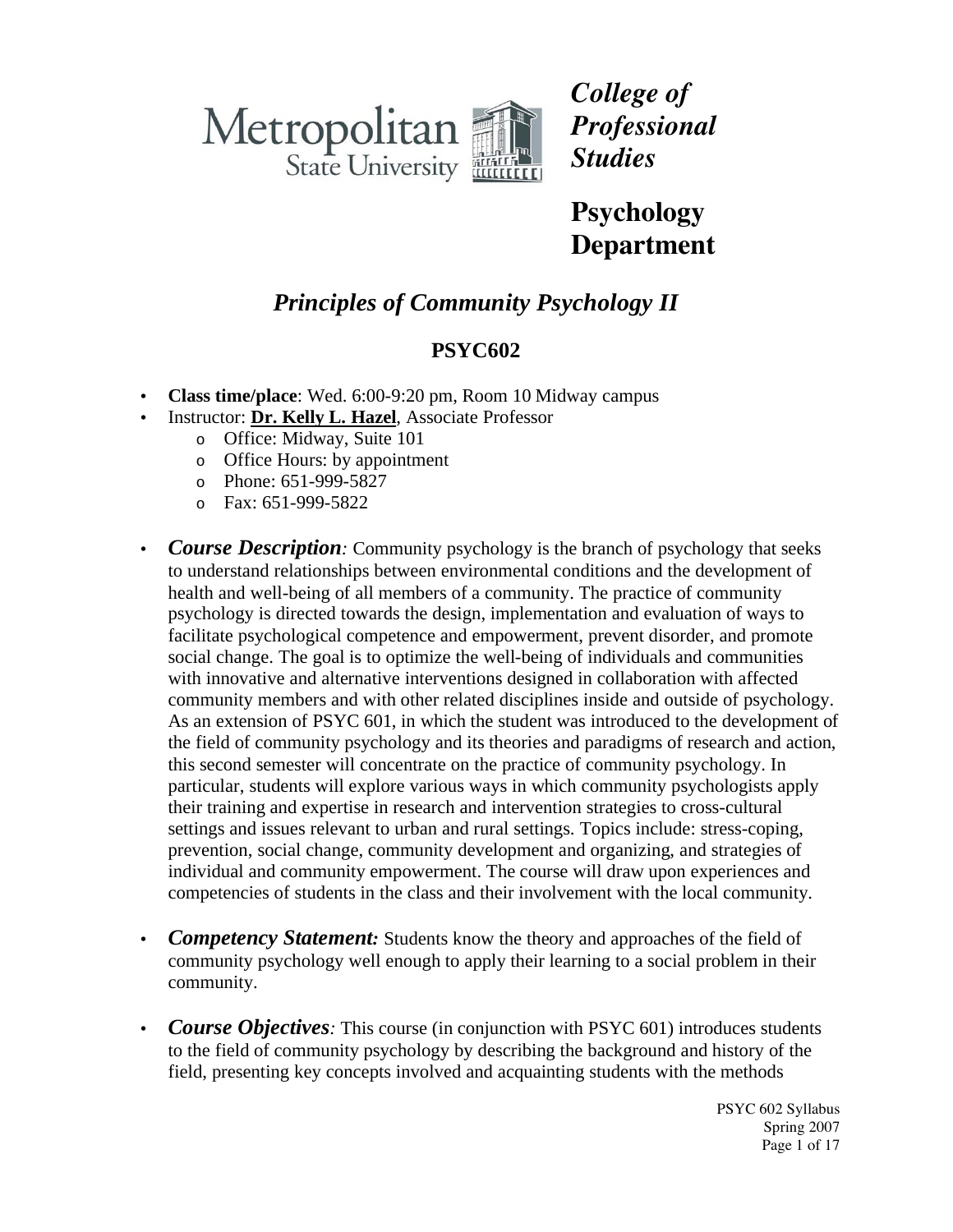**College of Professional Studies**

# Psychology Department

## *Principles of Community Psychology II*

### PSYC602

- **Class time/place**: Wed. 6:00-9:20 pm, Room 10 Midway campus
- Instructor: **Dr. Kelly L. Hazel**, Associate Professor
  - Office: Midway, Suite 101
  - Office Hours: by appointment
  - Phone: 651-999-5827
  - Fax: 651-999-5822

- ***Course Description**:* Community psychology is the branch of psychology that seeks to understand relationships between environmental conditions and the development of health and well-being of all members of a community. The practice of community psychology is directed towards the design, implementation and evaluation of ways to facilitate psychological competence and empowerment, prevent disorder, and promote social change. The goal is to optimize the well-being of individuals and communities with innovative and alternative interventions designed in collaboration with affected community members and with other related disciplines inside and outside of psychology. As an extension of PSYC 601, in which the student was introduced to the development of the field of community psychology and its theories and paradigms of research and action, this second semester will concentrate on the practice of community psychology. In particular, students will explore various ways in which community psychologists apply their training and expertise in research and intervention strategies to cross-cultural settings and issues relevant to urban and rural settings. Topics include: stress-coping, prevention, social change, community development and organizing, and strategies of individual and community empowerment. The course will draw upon experiences and competencies of students in the class and their involvement with the local community.

- ***Competency Statement:*** Students know the theory and approaches of the field of community psychology well enough to apply their learning to a social problem in their community.

- ***Course Objectives**:* This course (in conjunction with PSYC 601) introduces students to the field of community psychology by describing the background and history of the field, presenting key concepts involved and acquainting students with the methods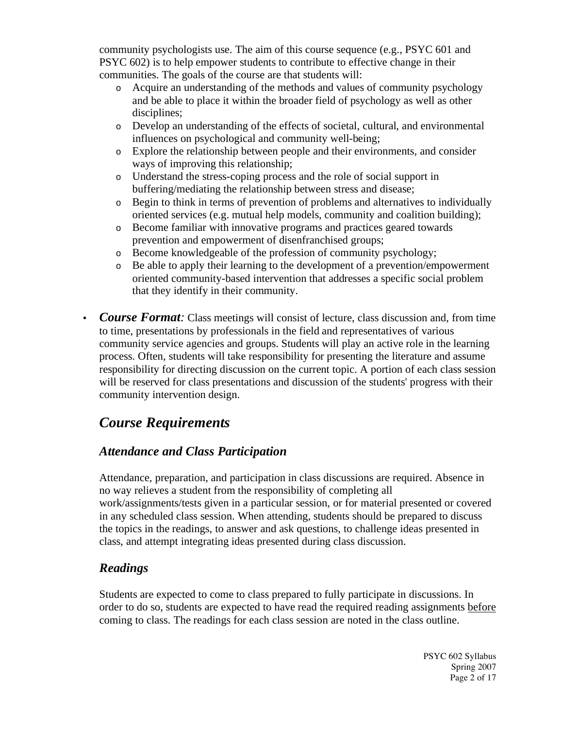community psychologists use. The aim of this course sequence (e.g., PSYC 601 and PSYC 602) is to help empower students to contribute to effective change in their communities. The goals of the course are that students will:

- Acquire an understanding of the methods and values of community psychology and be able to place it within the broader field of psychology as well as other disciplines;
- Develop an understanding of the effects of societal, cultural, and environmental influences on psychological and community well-being;
- Explore the relationship between people and their environments, and consider ways of improving this relationship;
- Understand the stress-coping process and the role of social support in buffering/mediating the relationship between stress and disease;
- Begin to think in terms of prevention of problems and alternatives to individually oriented services (e.g. mutual help models, community and coalition building);
- Become familiar with innovative programs and practices geared towards prevention and empowerment of disenfranchised groups;
- Become knowledgeable of the profession of community psychology;
- Be able to apply their learning to the development of a prevention/empowerment oriented community-based intervention that addresses a specific social problem that they identify in their community.

- ***Course Format:*** Class meetings will consist of lecture, class discussion and, from time to time, presentations by professionals in the field and representatives of various community service agencies and groups. Students will play an active role in the learning process. Often, students will take responsibility for presenting the literature and assume responsibility for directing discussion on the current topic. A portion of each class session will be reserved for class presentations and discussion of the students' progress with their community intervention design.

## *Course Requirements*

### *Attendance and Class Participation*

Attendance, preparation, and participation in class discussions are required. Absence in no way relieves a student from the responsibility of completing all work/assignments/tests given in a particular session, or for material presented or covered in any scheduled class session. When attending, students should be prepared to discuss the topics in the readings, to answer and ask questions, to challenge ideas presented in class, and attempt integrating ideas presented during class discussion.

### *Readings*

Students are expected to come to class prepared to fully participate in discussions. In order to do so, students are expected to have read the required reading assignments <u>before</u> coming to class. The readings for each class session are noted in the class outline.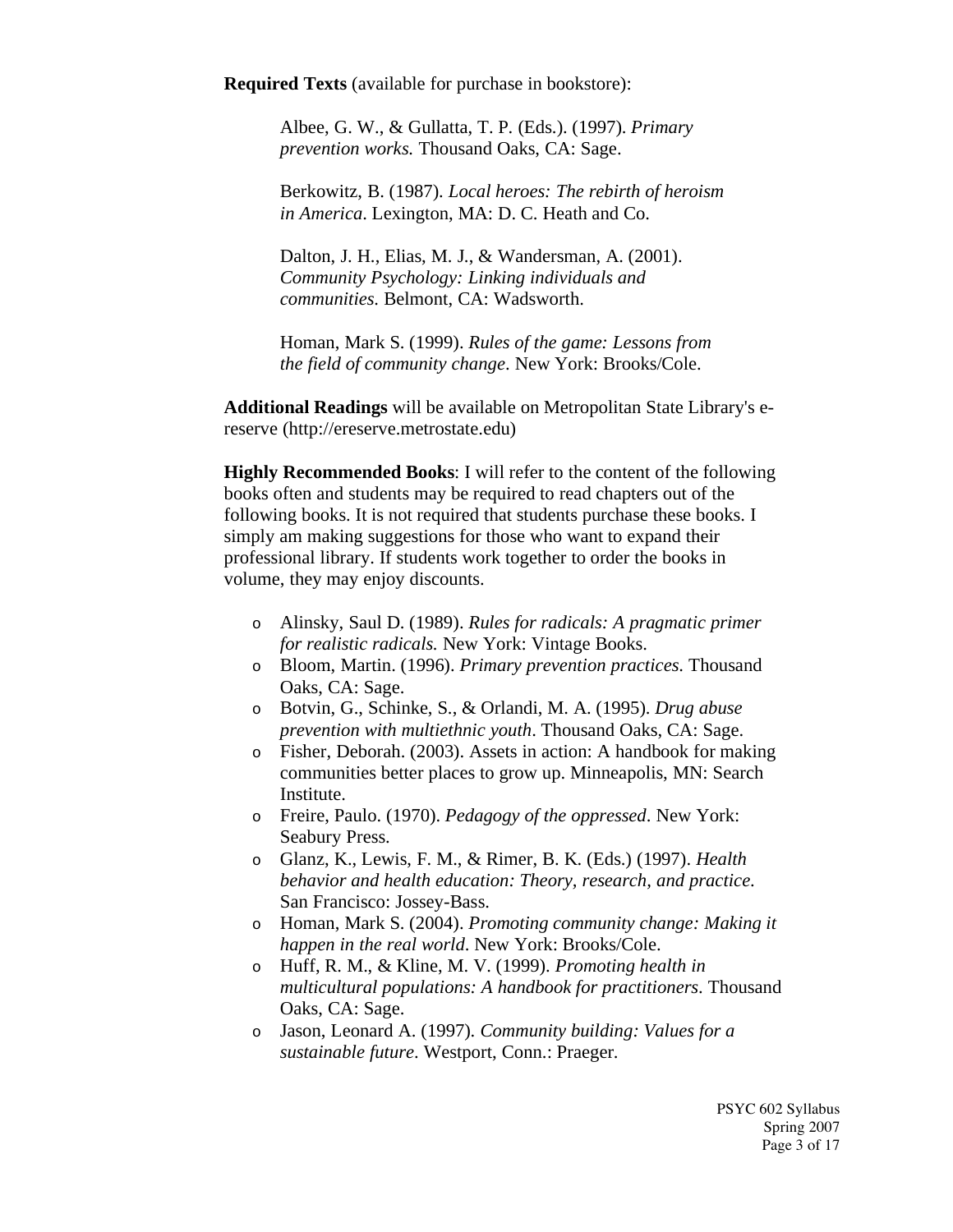**Required Texts** (available for purchase in bookstore):

Albee, G. W., & Gullatta, T. P. (Eds.). (1997). *Primary prevention works.* Thousand Oaks, CA: Sage.

Berkowitz, B. (1987). *Local heroes: The rebirth of heroism in America*. Lexington, MA: D. C. Heath and Co.

Dalton, J. H., Elias, M. J., & Wandersman, A. (2001). *Community Psychology: Linking individuals and communities*. Belmont, CA: Wadsworth.

Homan, Mark S. (1999). *Rules of the game: Lessons from the field of community change*. New York: Brooks/Cole.

**Additional Readings** will be available on Metropolitan State Library's e-reserve (http://ereserve.metrostate.edu)

**Highly Recommended Books**: I will refer to the content of the following books often and students may be required to read chapters out of the following books. It is not required that students purchase these books. I simply am making suggestions for those who want to expand their professional library. If students work together to order the books in volume, they may enjoy discounts.

- Alinsky, Saul D. (1989). *Rules for radicals: A pragmatic primer for realistic radicals.* New York: Vintage Books.
- Bloom, Martin. (1996). *Primary prevention practices*. Thousand Oaks, CA: Sage.
- Botvin, G., Schinke, S., & Orlandi, M. A. (1995). *Drug abuse prevention with multiethnic youth*. Thousand Oaks, CA: Sage.
- Fisher, Deborah. (2003). Assets in action: A handbook for making communities better places to grow up. Minneapolis, MN: Search Institute.
- Freire, Paulo. (1970). *Pedagogy of the oppressed*. New York: Seabury Press.
- Glanz, K., Lewis, F. M., & Rimer, B. K. (Eds.) (1997). *Health behavior and health education: Theory, research, and practice.* San Francisco: Jossey-Bass.
- Homan, Mark S. (2004). *Promoting community change: Making it happen in the real world*. New York: Brooks/Cole.
- Huff, R. M., & Kline, M. V. (1999). *Promoting health in multicultural populations: A handbook for practitioners*. Thousand Oaks, CA: Sage.
- Jason, Leonard A. (1997). *Community building: Values for a sustainable future*. Westport, Conn.: Praeger.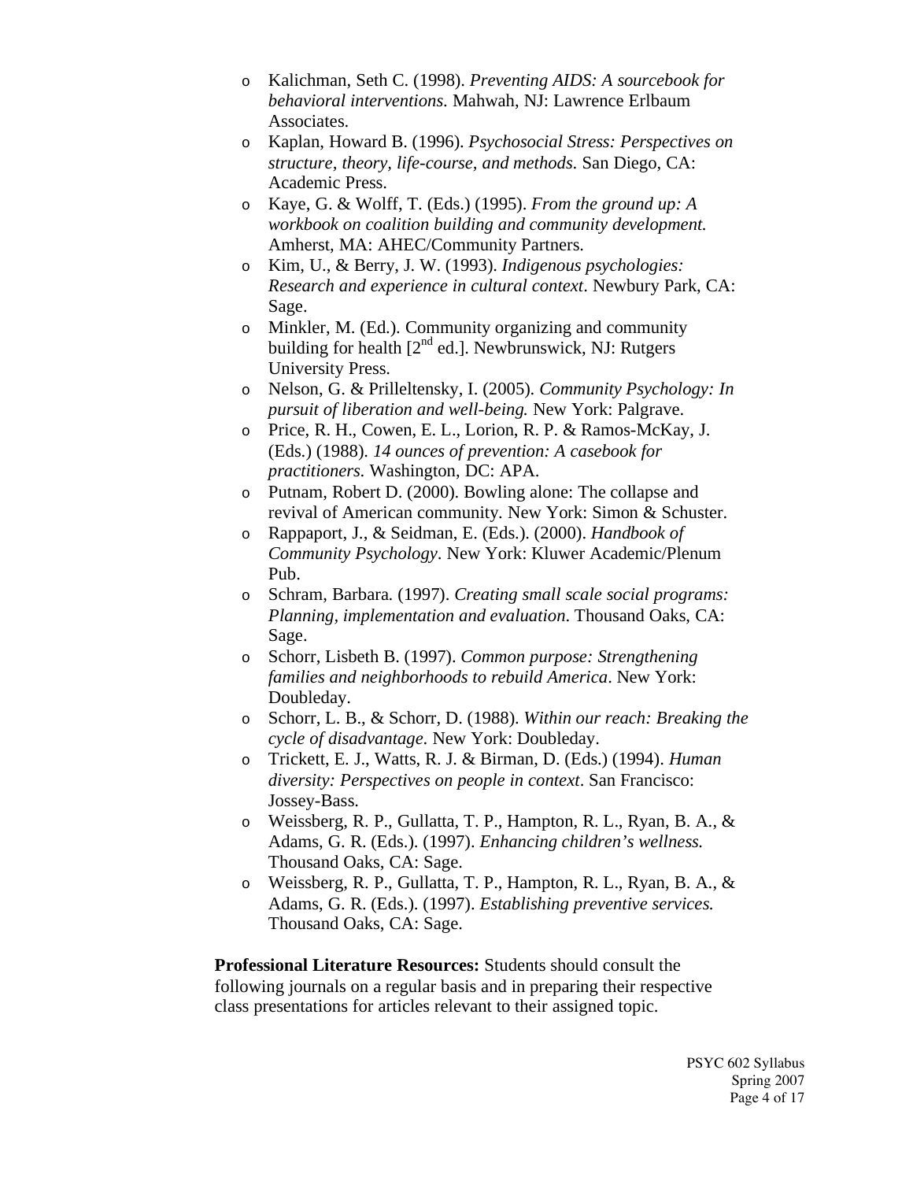- Kalichman, Seth C. (1998). *Preventing AIDS: A sourcebook for behavioral interventions*. Mahwah, NJ: Lawrence Erlbaum Associates.
- Kaplan, Howard B. (1996). *Psychosocial Stress: Perspectives on structure, theory, life-course, and methods*. San Diego, CA: Academic Press.
- Kaye, G. & Wolff, T. (Eds.) (1995). *From the ground up: A workbook on coalition building and community development.* Amherst, MA: AHEC/Community Partners.
- Kim, U., & Berry, J. W. (1993). *Indigenous psychologies: Research and experience in cultural context*. Newbury Park, CA: Sage.
- Minkler, M. (Ed.). Community organizing and community building for health [2nd ed.]. Newbrunswick, NJ: Rutgers University Press.
- Nelson, G. & Prilleltensky, I. (2005). *Community Psychology: In pursuit of liberation and well-being.* New York: Palgrave.
- Price, R. H., Cowen, E. L., Lorion, R. P. & Ramos-McKay, J. (Eds.) (1988). *14 ounces of prevention: A casebook for practitioners*. Washington, DC: APA.
- Putnam, Robert D. (2000). Bowling alone: The collapse and revival of American community. New York: Simon & Schuster.
- Rappaport, J., & Seidman, E. (Eds.). (2000). *Handbook of Community Psychology*. New York: Kluwer Academic/Plenum Pub.
- Schram, Barbara. (1997). *Creating small scale social programs: Planning, implementation and evaluation*. Thousand Oaks, CA: Sage.
- Schorr, Lisbeth B. (1997). *Common purpose: Strengthening families and neighborhoods to rebuild America*. New York: Doubleday.
- Schorr, L. B., & Schorr, D. (1988). *Within our reach: Breaking the cycle of disadvantage*. New York: Doubleday.
- Trickett, E. J., Watts, R. J. & Birman, D. (Eds.) (1994). *Human diversity: Perspectives on people in context*. San Francisco: Jossey-Bass.
- Weissberg, R. P., Gullatta, T. P., Hampton, R. L., Ryan, B. A., & Adams, G. R. (Eds.). (1997). *Enhancing children's wellness.* Thousand Oaks, CA: Sage.
- Weissberg, R. P., Gullatta, T. P., Hampton, R. L., Ryan, B. A., & Adams, G. R. (Eds.). (1997). *Establishing preventive services.* Thousand Oaks, CA: Sage.

**Professional Literature Resources:** Students should consult the following journals on a regular basis and in preparing their respective class presentations for articles relevant to their assigned topic.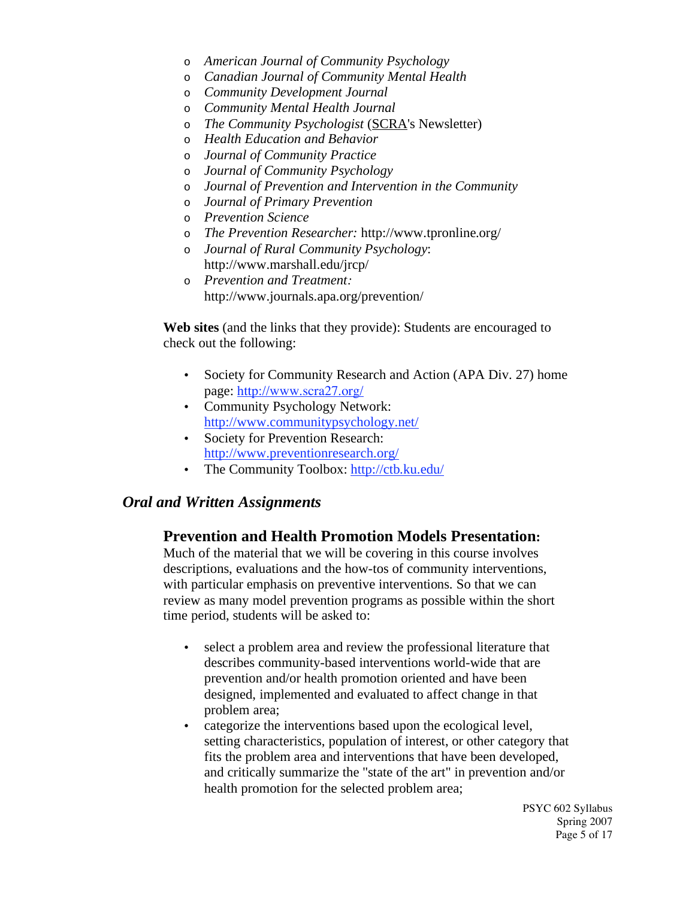- *American Journal of Community Psychology*
- *Canadian Journal of Community Mental Health*
- *Community Development Journal*
- *Community Mental Health Journal*
- *The Community Psychologist* (SCRA's Newsletter)
- *Health Education and Behavior*
- *Journal of Community Practice*
- *Journal of Community Psychology*
- *Journal of Prevention and Intervention in the Community*
- *Journal of Primary Prevention*
- *Prevention Science*
- *The Prevention Researcher:* http://www.tpronline.org/
- *Journal of Rural Community Psychology*: http://www.marshall.edu/jrcp/
- *Prevention and Treatment:* http://www.journals.apa.org/prevention/

**Web sites** (and the links that they provide): Students are encouraged to check out the following:

- Society for Community Research and Action (APA Div. 27) home page: http://www.scra27.org/
- Community Psychology Network: http://www.communitypsychology.net/
- Society for Prevention Research: http://www.preventionresearch.org/
- The Community Toolbox: http://ctb.ku.edu/

## *Oral and Written Assignments*

### Prevention and Health Promotion Models Presentation:

Much of the material that we will be covering in this course involves descriptions, evaluations and the how-tos of community interventions, with particular emphasis on preventive interventions. So that we can review as many model prevention programs as possible within the short time period, students will be asked to:

- select a problem area and review the professional literature that describes community-based interventions world-wide that are prevention and/or health promotion oriented and have been designed, implemented and evaluated to affect change in that problem area;
- categorize the interventions based upon the ecological level, setting characteristics, population of interest, or other category that fits the problem area and interventions that have been developed, and critically summarize the "state of the art" in prevention and/or health promotion for the selected problem area;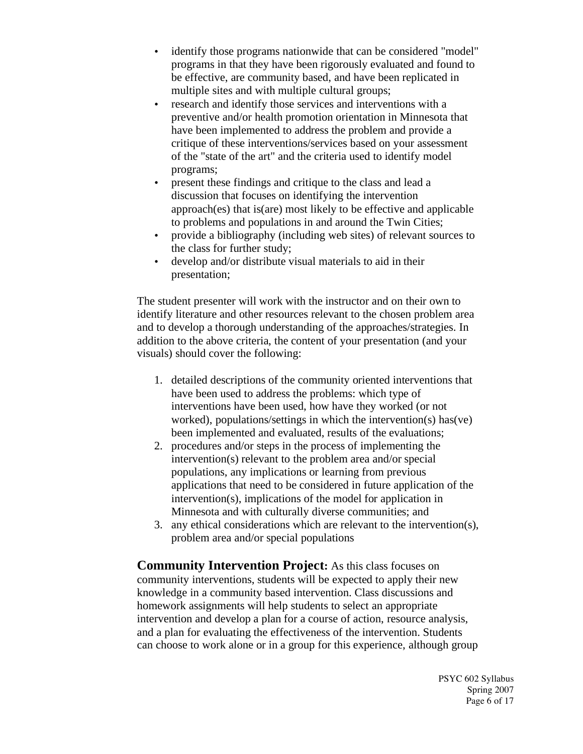- identify those programs nationwide that can be considered "model" programs in that they have been rigorously evaluated and found to be effective, are community based, and have been replicated in multiple sites and with multiple cultural groups;
- research and identify those services and interventions with a preventive and/or health promotion orientation in Minnesota that have been implemented to address the problem and provide a critique of these interventions/services based on your assessment of the "state of the art" and the criteria used to identify model programs;
- present these findings and critique to the class and lead a discussion that focuses on identifying the intervention approach(es) that is(are) most likely to be effective and applicable to problems and populations in and around the Twin Cities;
- provide a bibliography (including web sites) of relevant sources to the class for further study;
- develop and/or distribute visual materials to aid in their presentation;

The student presenter will work with the instructor and on their own to identify literature and other resources relevant to the chosen problem area and to develop a thorough understanding of the approaches/strategies. In addition to the above criteria, the content of your presentation (and your visuals) should cover the following:

1. detailed descriptions of the community oriented interventions that have been used to address the problems: which type of interventions have been used, how have they worked (or not worked), populations/settings in which the intervention(s) has(ve) been implemented and evaluated, results of the evaluations;
2. procedures and/or steps in the process of implementing the intervention(s) relevant to the problem area and/or special populations, any implications or learning from previous applications that need to be considered in future application of the intervention(s), implications of the model for application in Minnesota and with culturally diverse communities; and
3. any ethical considerations which are relevant to the intervention(s), problem area and/or special populations

**Community Intervention Project:** As this class focuses on community interventions, students will be expected to apply their new knowledge in a community based intervention. Class discussions and homework assignments will help students to select an appropriate intervention and develop a plan for a course of action, resource analysis, and a plan for evaluating the effectiveness of the intervention. Students can choose to work alone or in a group for this experience, although group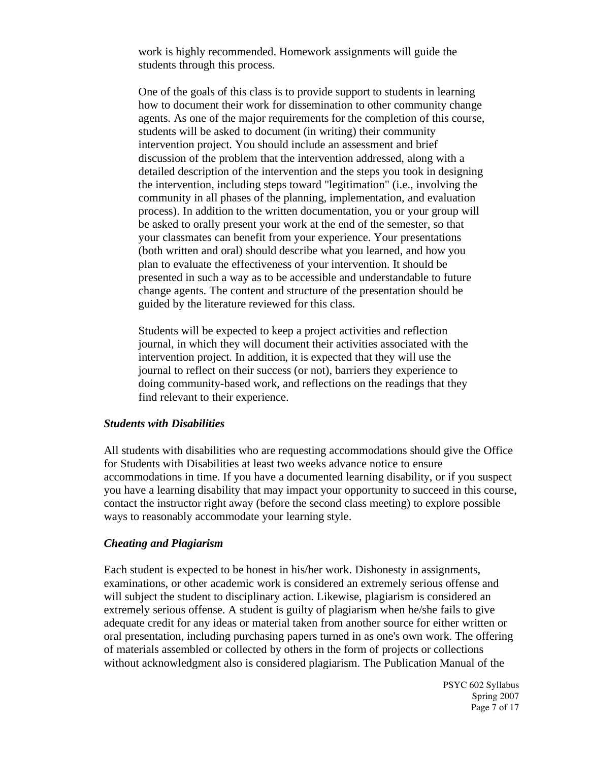work is highly recommended. Homework assignments will guide the students through this process.

One of the goals of this class is to provide support to students in learning how to document their work for dissemination to other community change agents. As one of the major requirements for the completion of this course, students will be asked to document (in writing) their community intervention project. You should include an assessment and brief discussion of the problem that the intervention addressed, along with a detailed description of the intervention and the steps you took in designing the intervention, including steps toward "legitimation" (i.e., involving the community in all phases of the planning, implementation, and evaluation process). In addition to the written documentation, you or your group will be asked to orally present your work at the end of the semester, so that your classmates can benefit from your experience. Your presentations (both written and oral) should describe what you learned, and how you plan to evaluate the effectiveness of your intervention. It should be presented in such a way as to be accessible and understandable to future change agents. The content and structure of the presentation should be guided by the literature reviewed for this class.

Students will be expected to keep a project activities and reflection journal, in which they will document their activities associated with the intervention project. In addition, it is expected that they will use the journal to reflect on their success (or not), barriers they experience to doing community-based work, and reflections on the readings that they find relevant to their experience.

### *Students with Disabilities*

All students with disabilities who are requesting accommodations should give the Office for Students with Disabilities at least two weeks advance notice to ensure accommodations in time. If you have a documented learning disability, or if you suspect you have a learning disability that may impact your opportunity to succeed in this course, contact the instructor right away (before the second class meeting) to explore possible ways to reasonably accommodate your learning style.

### *Cheating and Plagiarism*

Each student is expected to be honest in his/her work. Dishonesty in assignments, examinations, or other academic work is considered an extremely serious offense and will subject the student to disciplinary action. Likewise, plagiarism is considered an extremely serious offense. A student is guilty of plagiarism when he/she fails to give adequate credit for any ideas or material taken from another source for either written or oral presentation, including purchasing papers turned in as one's own work. The offering of materials assembled or collected by others in the form of projects or collections without acknowledgment also is considered plagiarism. The Publication Manual of the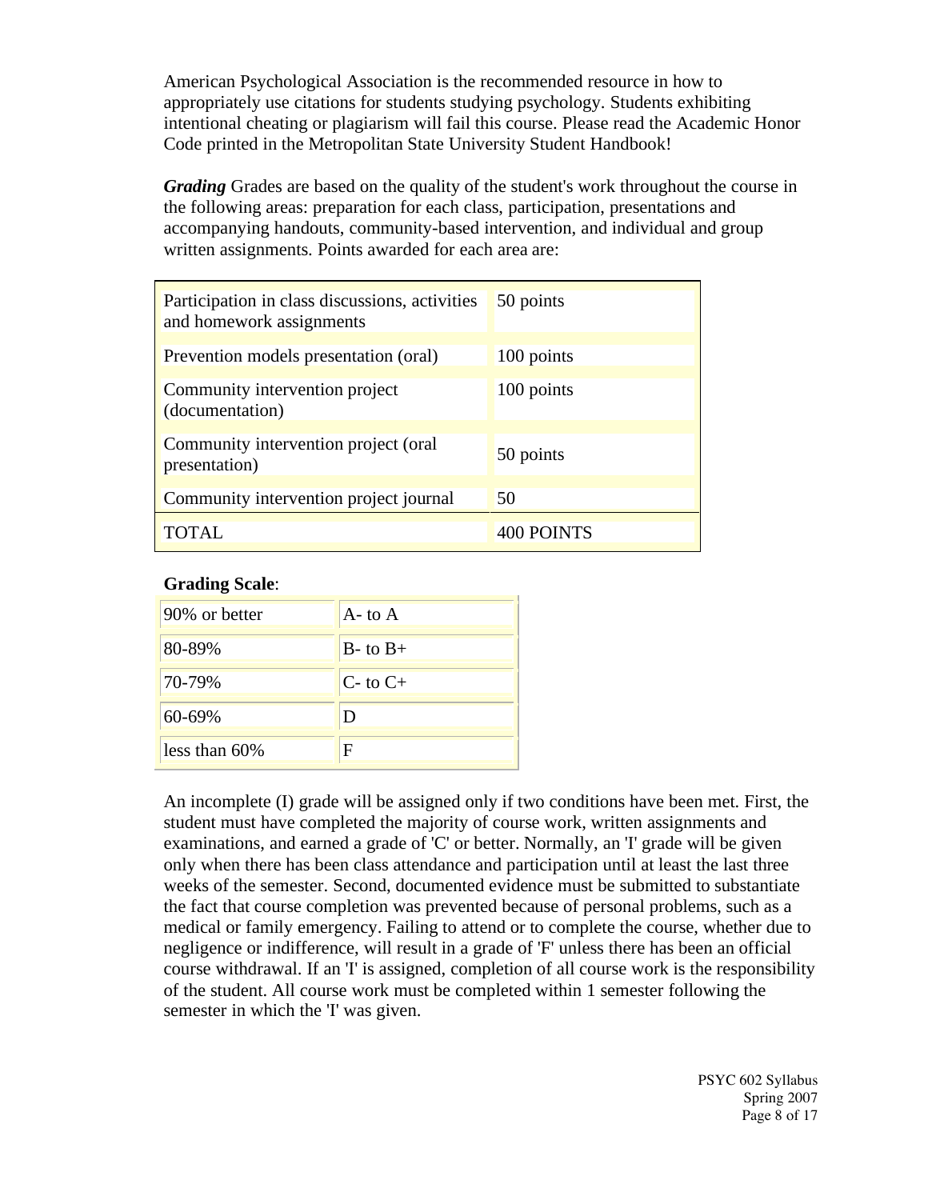American Psychological Association is the recommended resource in how to appropriately use citations for students studying psychology. Students exhibiting intentional cheating or plagiarism will fail this course. Please read the Academic Honor Code printed in the Metropolitan State University Student Handbook!

***Grading*** Grades are based on the quality of the student's work throughout the course in the following areas: preparation for each class, participation, presentations and accompanying handouts, community-based intervention, and individual and group written assignments. Points awarded for each area are:

| | |
|---|---|
| Participation in class discussions, activities and homework assignments | 50 points |
| Prevention models presentation (oral) | 100 points |
| Community intervention project (documentation) | 100 points |
| Community intervention project (oral presentation) | 50 points |
| Community intervention project journal | 50 |
| TOTAL | 400 POINTS |

**Grading Scale**:

| | |
|---|---|
| 90% or better | A- to A |
| 80-89% | B- to B+ |
| 70-79% | C- to C+ |
| 60-69% | D |
| less than 60% | F |

An incomplete (I) grade will be assigned only if two conditions have been met. First, the student must have completed the majority of course work, written assignments and examinations, and earned a grade of 'C' or better. Normally, an 'I' grade will be given only when there has been class attendance and participation until at least the last three weeks of the semester. Second, documented evidence must be submitted to substantiate the fact that course completion was prevented because of personal problems, such as a medical or family emergency. Failing to attend or to complete the course, whether due to negligence or indifference, will result in a grade of 'F' unless there has been an official course withdrawal. If an 'I' is assigned, completion of all course work is the responsibility of the student. All course work must be completed within 1 semester following the semester in which the 'I' was given.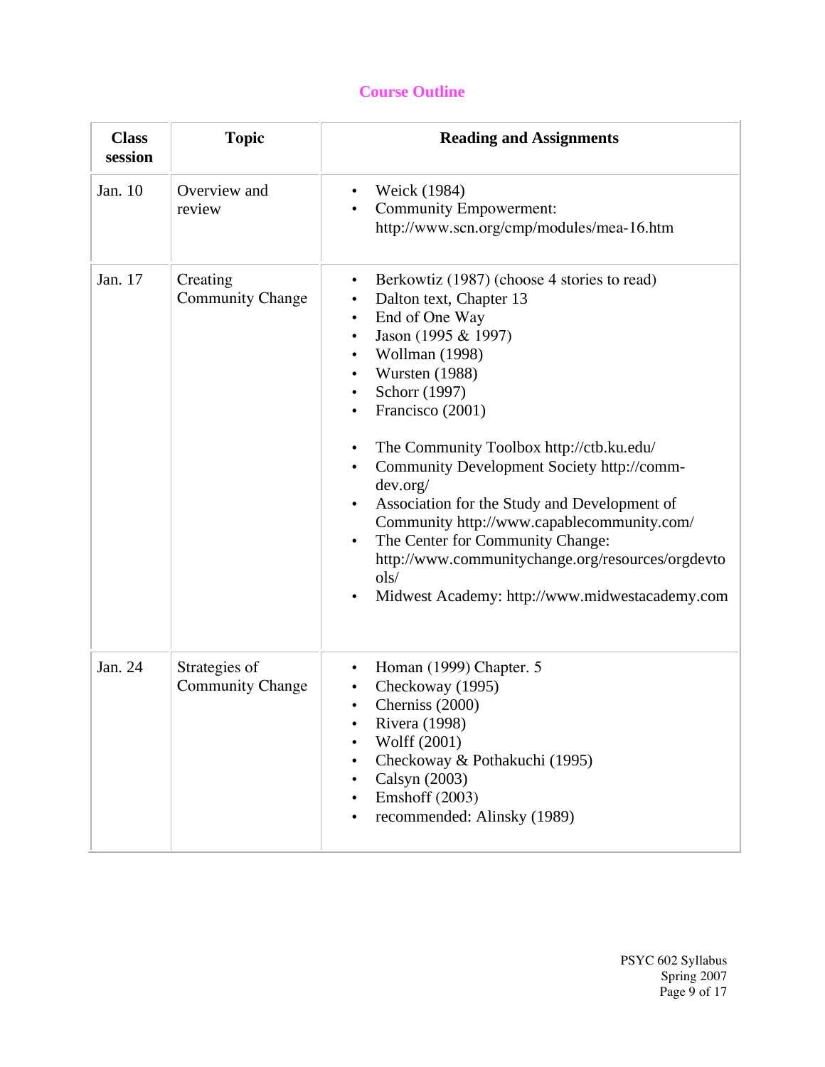## Course Outline

| Class session | Topic | Reading and Assignments |
|---|---|---|
| Jan. 10 | Overview and review | • Weick (1984)<br>• Community Empowerment: http://www.scn.org/cmp/modules/mea-16.htm |
| Jan. 17 | Creating Community Change | • Berkowtiz (1987) (choose 4 stories to read)<br>• Dalton text, Chapter 13<br>• End of One Way<br>• Jason (1995 & 1997)<br>• Wollman (1998)<br>• Wursten (1988)<br>• Schorr (1997)<br>• Francisco (2001)<br><br>• The Community Toolbox http://ctb.ku.edu/<br>• Community Development Society http://comm-dev.org/<br>• Association for the Study and Development of Community http://www.capablecommunity.com/<br>• The Center for Community Change: http://www.communitychange.org/resources/orgdevtools/<br>• Midwest Academy: http://www.midwestacademy.com |
| Jan. 24 | Strategies of Community Change | • Homan (1999) Chapter. 5<br>• Checkoway (1995)<br>• Cherniss (2000)<br>• Rivera (1998)<br>• Wolff (2001)<br>• Checkoway & Pothakuchi (1995)<br>• Calsyn (2003)<br>• Emshoff (2003)<br>• recommended: Alinsky (1989) |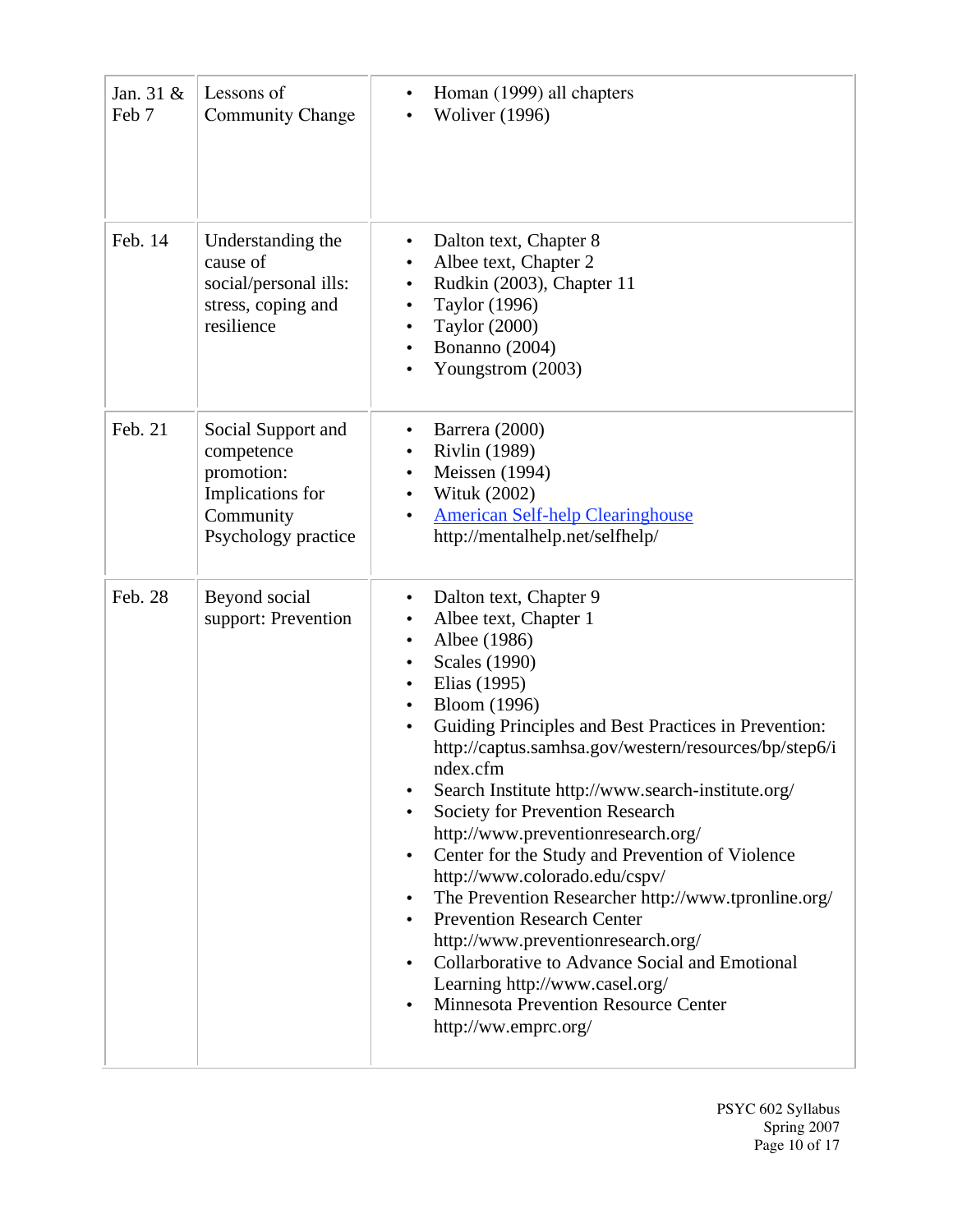| | | |
|---|---|---|
| Jan. 31 & Feb 7 | Lessons of Community Change | • Homan (1999) all chapters<br>• Woliver (1996) |
| Feb. 14 | Understanding the cause of social/personal ills: stress, coping and resilience | • Dalton text, Chapter 8<br>• Albee text, Chapter 2<br>• Rudkin (2003), Chapter 11<br>• Taylor (1996)<br>• Taylor (2000)<br>• Bonanno (2004)<br>• Youngstrom (2003) |
| Feb. 21 | Social Support and competence promotion: Implications for Community Psychology practice | • Barrera (2000)<br>• Rivlin (1989)<br>• Meissen (1994)<br>• Wituk (2002)<br>• [American Self-help Clearinghouse](http://mentalhelp.net/selfhelp/) http://mentalhelp.net/selfhelp/ |
| Feb. 28 | Beyond social support: Prevention | • Dalton text, Chapter 9<br>• Albee text, Chapter 1<br>• Albee (1986)<br>• Scales (1990)<br>• Elias (1995)<br>• Bloom (1996)<br>• Guiding Principles and Best Practices in Prevention: http://captus.samhsa.gov/western/resources/bp/step6/index.cfm<br>• Search Institute http://www.search-institute.org/<br>• Society for Prevention Research http://www.preventionresearch.org/<br>• Center for the Study and Prevention of Violence http://www.colorado.edu/cspv/<br>• The Prevention Researcher http://www.tpronline.org/<br>• Prevention Research Center http://www.preventionresearch.org/<br>• Collarborative to Advance Social and Emotional Learning http://www.casel.org/<br>• Minnesota Prevention Resource Center http://ww.emprc.org/ |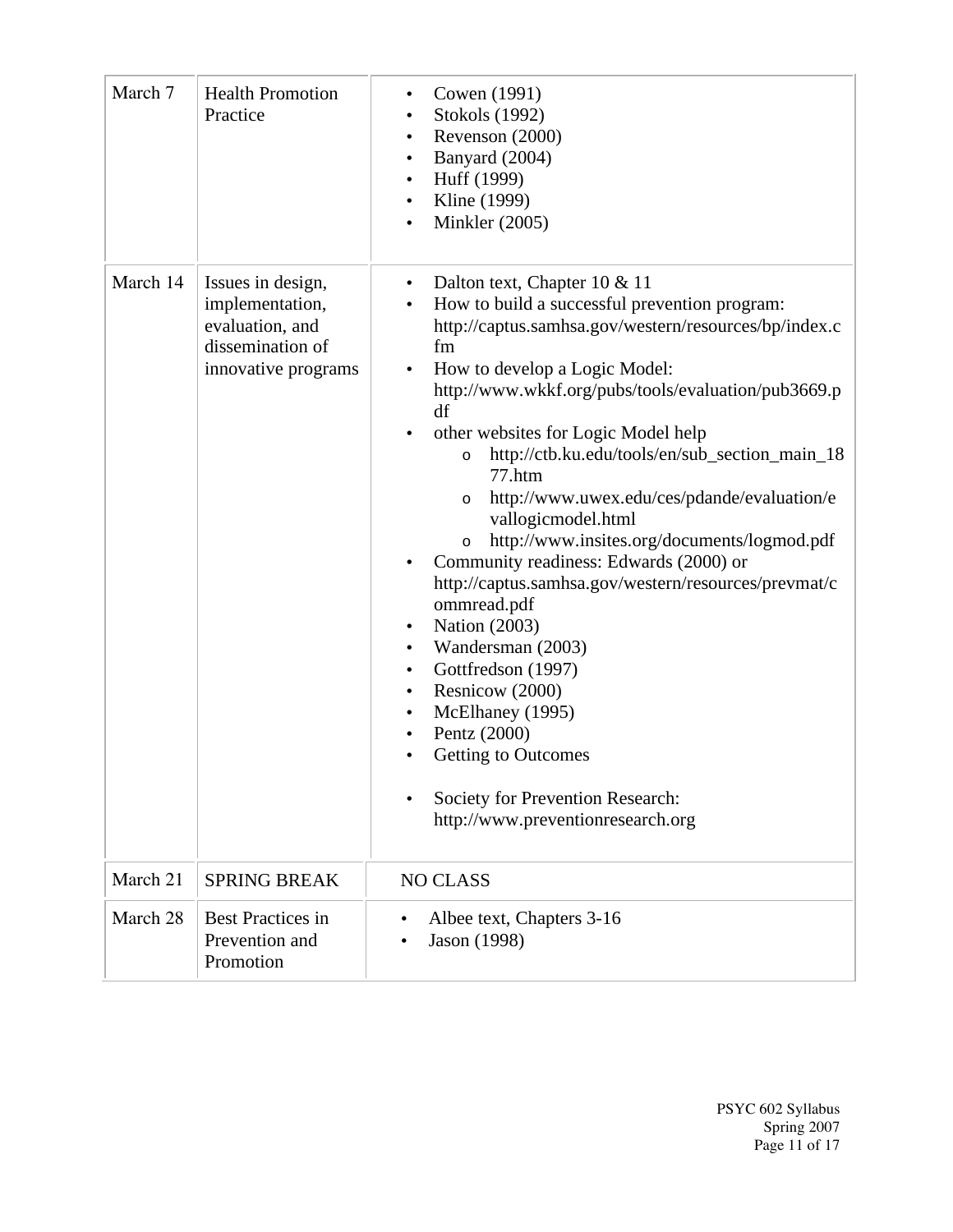| | | |
|---|---|---|
| March 7 | Health Promotion Practice | • Cowen (1991)<br>• Stokols (1992)<br>• Revenson (2000)<br>• Banyard (2004)<br>• Huff (1999)<br>• Kline (1999)<br>• Minkler (2005) |
| March 14 | Issues in design, implementation, evaluation, and dissemination of innovative programs | • Dalton text, Chapter 10 & 11<br>• How to build a successful prevention program: http://captus.samhsa.gov/western/resources/bp/index.cfm<br>• How to develop a Logic Model: http://www.wkkf.org/pubs/tools/evaluation/pub3669.pdf<br>• other websites for Logic Model help<br>&nbsp;&nbsp;&nbsp;&nbsp;o http://ctb.ku.edu/tools/en/sub_section_main_1877.htm<br>&nbsp;&nbsp;&nbsp;&nbsp;o http://www.uwex.edu/ces/pdande/evaluation/evallogicmodel.html<br>&nbsp;&nbsp;&nbsp;&nbsp;o http://www.insites.org/documents/logmod.pdf<br>• Community readiness: Edwards (2000) or http://captus.samhsa.gov/western/resources/prevmat/commread.pdf<br>• Nation (2003)<br>• Wandersman (2003)<br>• Gottfredson (1997)<br>• Resnicow (2000)<br>• McElhaney (1995)<br>• Pentz (2000)<br>• Getting to Outcomes<br><br>• Society for Prevention Research: http://www.preventionresearch.org |
| March 21 | SPRING BREAK | NO CLASS |
| March 28 | Best Practices in Prevention and Promotion | • Albee text, Chapters 3-16<br>• Jason (1998) |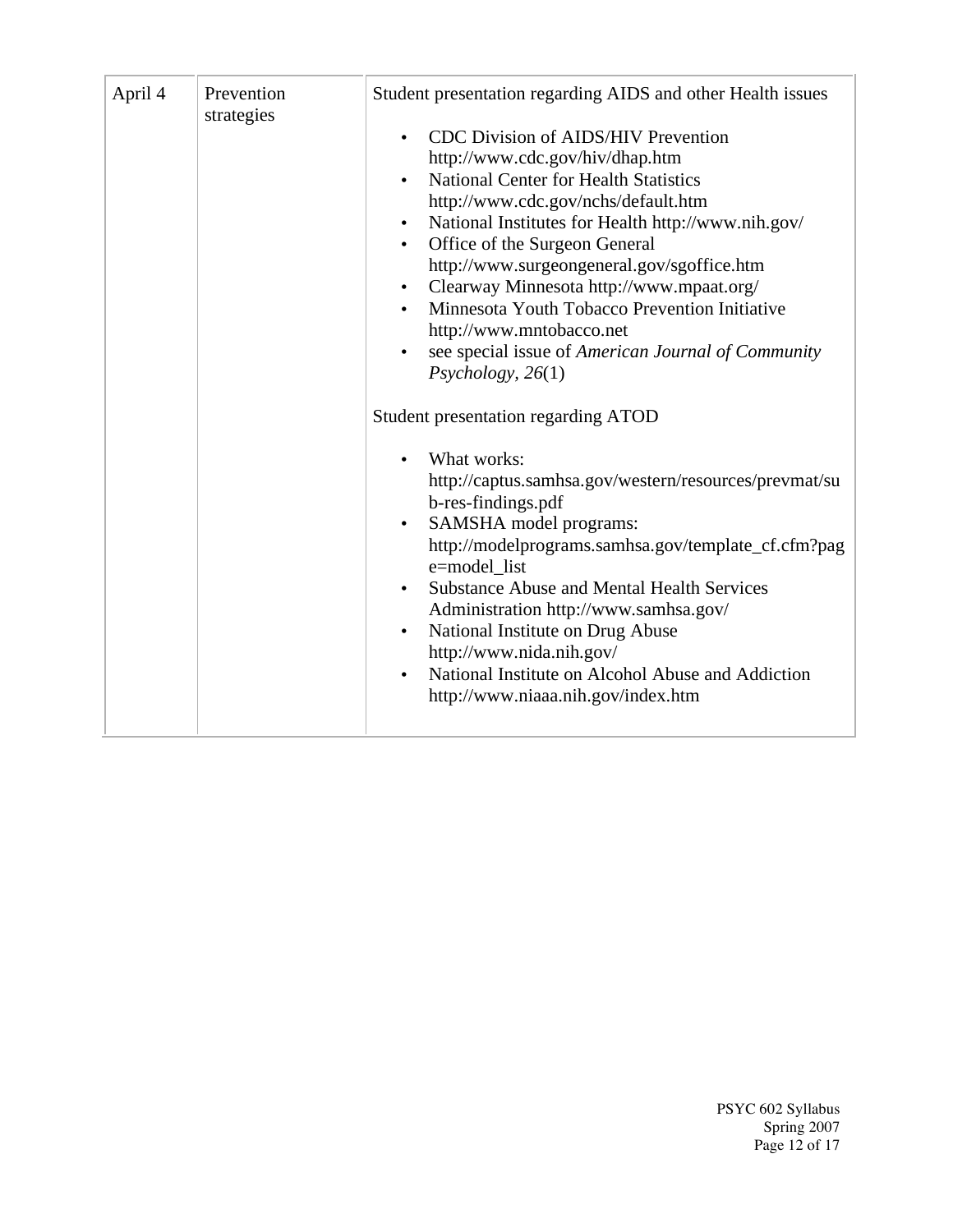| | | |
|---|---|---|
| April 4 | Prevention strategies | Student presentation regarding AIDS and other Health issues<br><br>• CDC Division of AIDS/HIV Prevention http://www.cdc.gov/hiv/dhap.htm<br>• National Center for Health Statistics http://www.cdc.gov/nchs/default.htm<br>• National Institutes for Health http://www.nih.gov/<br>• Office of the Surgeon General http://www.surgeongeneral.gov/sgoffice.htm<br>• Clearway Minnesota http://www.mpaat.org/<br>• Minnesota Youth Tobacco Prevention Initiative http://www.mntobacco.net<br>• see special issue of *American Journal of Community Psychology, 26*(1)<br><br>Student presentation regarding ATOD<br><br>• What works: http://captus.samhsa.gov/western/resources/prevmat/sub-res-findings.pdf<br>• SAMSHA model programs: http://modelprograms.samhsa.gov/template_cf.cfm?page=model_list<br>• Substance Abuse and Mental Health Services Administration http://www.samhsa.gov/<br>• National Institute on Drug Abuse http://www.nida.nih.gov/<br>• National Institute on Alcohol Abuse and Addiction http://www.niaaa.nih.gov/index.htm |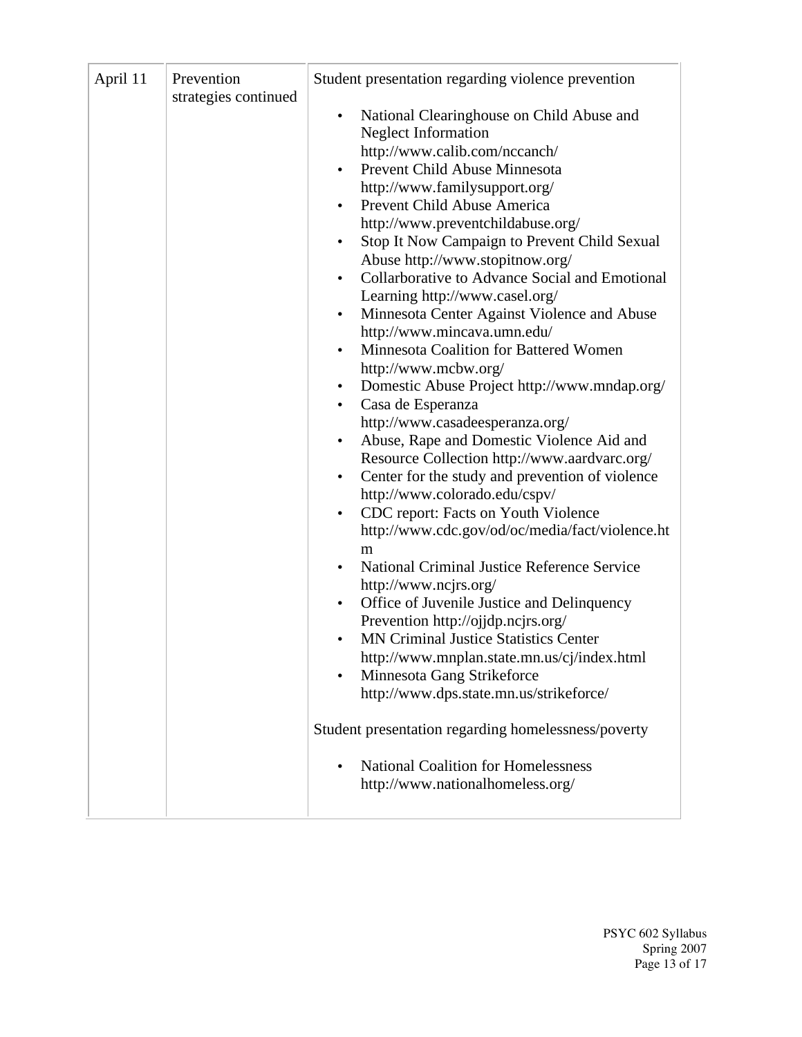| April 11 | Prevention strategies continued | Student presentation regarding violence prevention<br><br>• National Clearinghouse on Child Abuse and Neglect Information http://www.calib.com/nccanch/<br>• Prevent Child Abuse Minnesota http://www.familysupport.org/<br>• Prevent Child Abuse America http://www.preventchildabuse.org/<br>• Stop It Now Campaign to Prevent Child Sexual Abuse http://www.stopitnow.org/<br>• Collarborative to Advance Social and Emotional Learning http://www.casel.org/<br>• Minnesota Center Against Violence and Abuse http://www.mincava.umn.edu/<br>• Minnesota Coalition for Battered Women http://www.mcbw.org/<br>• Domestic Abuse Project http://www.mndap.org/<br>• Casa de Esperanza http://www.casadeesperanza.org/<br>• Abuse, Rape and Domestic Violence Aid and Resource Collection http://www.aardvarc.org/<br>• Center for the study and prevention of violence http://www.colorado.edu/cspv/<br>• CDC report: Facts on Youth Violence http://www.cdc.gov/od/oc/media/fact/violence.htm<br>• National Criminal Justice Reference Service http://www.ncjrs.org/<br>• Office of Juvenile Justice and Delinquency Prevention http://ojjdp.ncjrs.org/<br>• MN Criminal Justice Statistics Center http://www.mnplan.state.mn.us/cj/index.html<br>• Minnesota Gang Strikeforce http://www.dps.state.mn.us/strikeforce/<br><br>Student presentation regarding homelessness/poverty<br><br>• National Coalition for Homelessness http://www.nationalhomeless.org/ |
|---|---|---|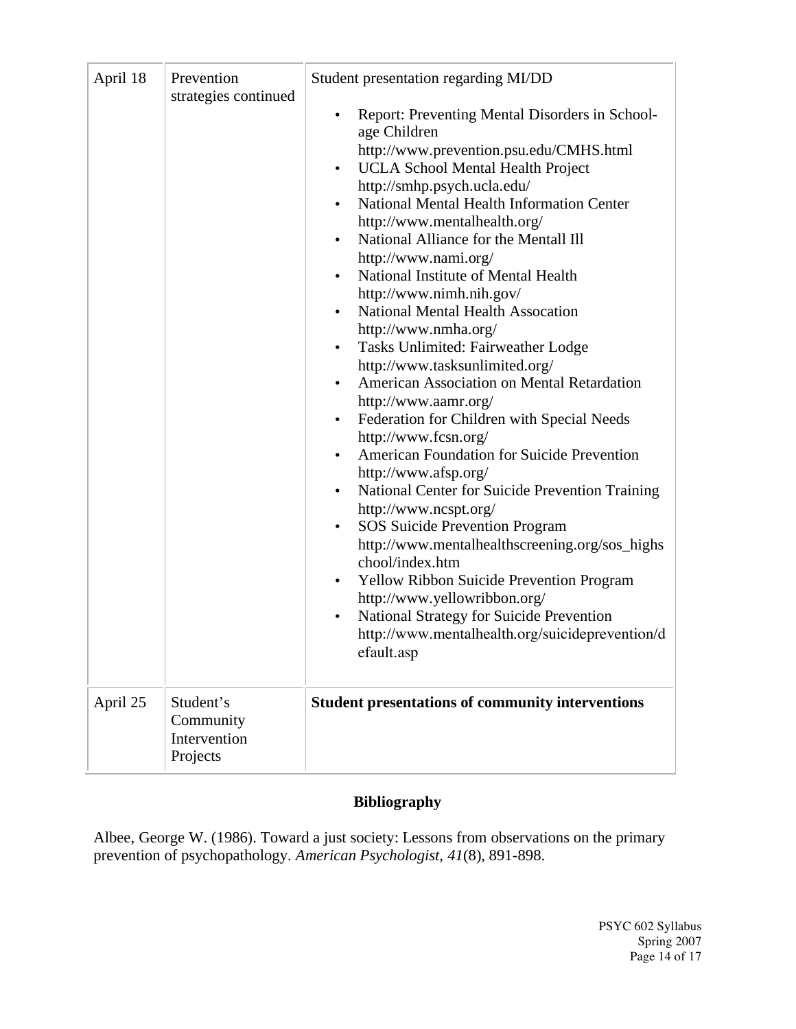| | | |
|---|---|---|
| April 18 | Prevention strategies continued | Student presentation regarding MI/DD<br>• Report: Preventing Mental Disorders in School-age Children http://www.prevention.psu.edu/CMHS.html<br>• UCLA School Mental Health Project http://smhp.psych.ucla.edu/<br>• National Mental Health Information Center http://www.mentalhealth.org/<br>• National Alliance for the Mentall Ill http://www.nami.org/<br>• National Institute of Mental Health http://www.nimh.nih.gov/<br>• National Mental Health Assocation http://www.nmha.org/<br>• Tasks Unlimited: Fairweather Lodge http://www.tasksunlimited.org/<br>• American Association on Mental Retardation http://www.aamr.org/<br>• Federation for Children with Special Needs http://www.fcsn.org/<br>• American Foundation for Suicide Prevention http://www.afsp.org/<br>• National Center for Suicide Prevention Training http://www.ncspt.org/<br>• SOS Suicide Prevention Program http://www.mentalhealthscreening.org/sos_highschool/index.htm<br>• Yellow Ribbon Suicide Prevention Program http://www.yellowribbon.org/<br>• National Strategy for Suicide Prevention http://www.mentalhealth.org/suicideprevention/default.asp |
| April 25 | Student's Community Intervention Projects | **Student presentations of community interventions** |

## Bibliography

Albee, George W. (1986). Toward a just society: Lessons from observations on the primary prevention of psychopathology. *American Psychologist, 41*(8), 891-898.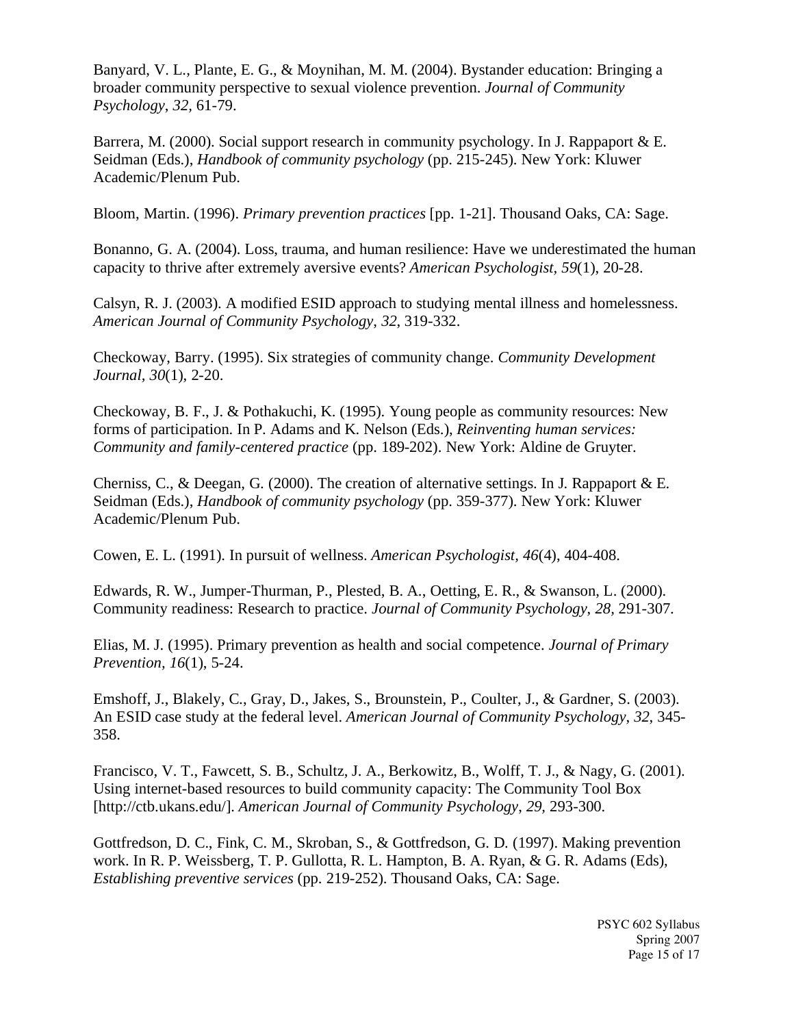Banyard, V. L., Plante, E. G., & Moynihan, M. M. (2004). Bystander education: Bringing a broader community perspective to sexual violence prevention. *Journal of Community Psychology*, *32*, 61-79.

Barrera, M. (2000). Social support research in community psychology. In J. Rappaport & E. Seidman (Eds.), *Handbook of community psychology* (pp. 215-245). New York: Kluwer Academic/Plenum Pub.

Bloom, Martin. (1996). *Primary prevention practices* [pp. 1-21]. Thousand Oaks, CA: Sage.

Bonanno, G. A. (2004). Loss, trauma, and human resilience: Have we underestimated the human capacity to thrive after extremely aversive events? *American Psychologist*, *59*(1), 20-28.

Calsyn, R. J. (2003). A modified ESID approach to studying mental illness and homelessness. *American Journal of Community Psychology*, *32*, 319-332.

Checkoway, Barry. (1995). Six strategies of community change. *Community Development Journal*, *30*(1), 2-20.

Checkoway, B. F., J. & Pothakuchi, K. (1995). Young people as community resources: New forms of participation. In P. Adams and K. Nelson (Eds.), *Reinventing human services: Community and family-centered practice* (pp. 189-202). New York: Aldine de Gruyter.

Cherniss, C., & Deegan, G. (2000). The creation of alternative settings. In J. Rappaport & E. Seidman (Eds.), *Handbook of community psychology* (pp. 359-377). New York: Kluwer Academic/Plenum Pub.

Cowen, E. L. (1991). In pursuit of wellness. *American Psychologist*, *46*(4), 404-408.

Edwards, R. W., Jumper-Thurman, P., Plested, B. A., Oetting, E. R., & Swanson, L. (2000). Community readiness: Research to practice. *Journal of Community Psychology*, *28*, 291-307.

Elias, M. J. (1995). Primary prevention as health and social competence. *Journal of Primary Prevention*, *16*(1), 5-24.

Emshoff, J., Blakely, C., Gray, D., Jakes, S., Brounstein, P., Coulter, J., & Gardner, S. (2003). An ESID case study at the federal level. *American Journal of Community Psychology*, *32*, 345-358.

Francisco, V. T., Fawcett, S. B., Schultz, J. A., Berkowitz, B., Wolff, T. J., & Nagy, G. (2001). Using internet-based resources to build community capacity: The Community Tool Box [http://ctb.ukans.edu/]. *American Journal of Community Psychology*, *29*, 293-300.

Gottfredson, D. C., Fink, C. M., Skroban, S., & Gottfredson, G. D. (1997). Making prevention work. In R. P. Weissberg, T. P. Gullotta, R. L. Hampton, B. A. Ryan, & G. R. Adams (Eds), *Establishing preventive services* (pp. 219-252). Thousand Oaks, CA: Sage.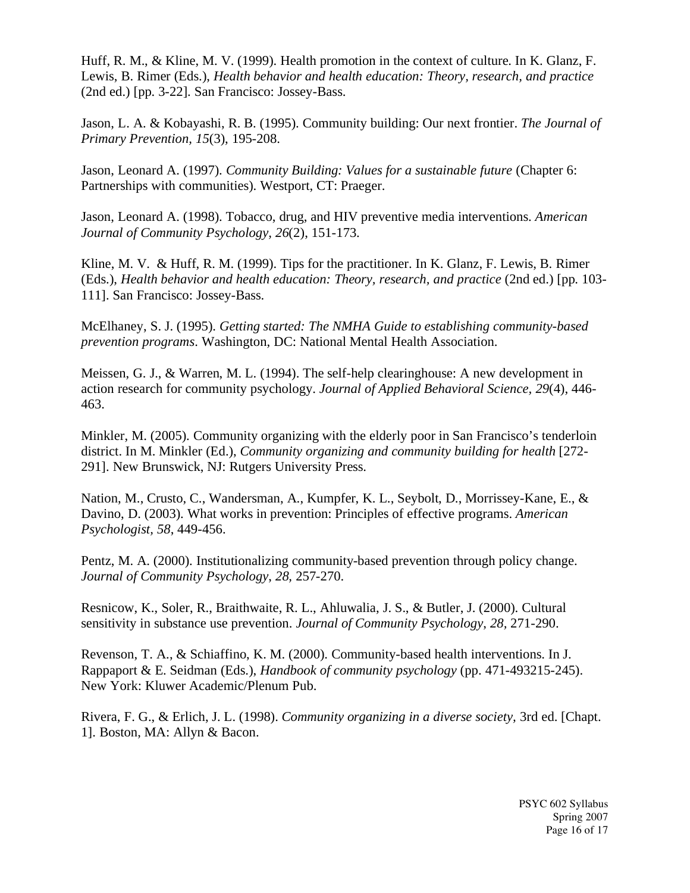Huff, R. M., & Kline, M. V. (1999). Health promotion in the context of culture. In K. Glanz, F. Lewis, B. Rimer (Eds.), *Health behavior and health education: Theory, research, and practice* (2nd ed.) [pp. 3-22]. San Francisco: Jossey-Bass.

Jason, L. A. & Kobayashi, R. B. (1995). Community building: Our next frontier. *The Journal of Primary Prevention, 15*(3), 195-208.

Jason, Leonard A. (1997). *Community Building: Values for a sustainable future* (Chapter 6: Partnerships with communities). Westport, CT: Praeger.

Jason, Leonard A. (1998). Tobacco, drug, and HIV preventive media interventions. *American Journal of Community Psychology, 26*(2), 151-173.

Kline, M. V. & Huff, R. M. (1999). Tips for the practitioner. In K. Glanz, F. Lewis, B. Rimer (Eds.), *Health behavior and health education: Theory, research, and practice* (2nd ed.) [pp. 103-111]. San Francisco: Jossey-Bass.

McElhaney, S. J. (1995). *Getting started: The NMHA Guide to establishing community-based prevention programs*. Washington, DC: National Mental Health Association.

Meissen, G. J., & Warren, M. L. (1994). The self-help clearinghouse: A new development in action research for community psychology. *Journal of Applied Behavioral Science, 29*(4), 446-463.

Minkler, M. (2005). Community organizing with the elderly poor in San Francisco's tenderloin district. In M. Minkler (Ed.), *Community organizing and community building for health* [272-291]. New Brunswick, NJ: Rutgers University Press.

Nation, M., Crusto, C., Wandersman, A., Kumpfer, K. L., Seybolt, D., Morrissey-Kane, E., & Davino, D. (2003). What works in prevention: Principles of effective programs. *American Psychologist, 58*, 449-456.

Pentz, M. A. (2000). Institutionalizing community-based prevention through policy change. *Journal of Community Psychology*, *28*, 257-270.

Resnicow, K., Soler, R., Braithwaite, R. L., Ahluwalia, J. S., & Butler, J. (2000). Cultural sensitivity in substance use prevention. *Journal of Community Psychology*, *28*, 271-290.

Revenson, T. A., & Schiaffino, K. M. (2000). Community-based health interventions. In J. Rappaport & E. Seidman (Eds.), *Handbook of community psychology* (pp. 471-493215-245). New York: Kluwer Academic/Plenum Pub.

Rivera, F. G., & Erlich, J. L. (1998). *Community organizing in a diverse society,* 3rd ed. [Chapt. 1]. Boston, MA: Allyn & Bacon.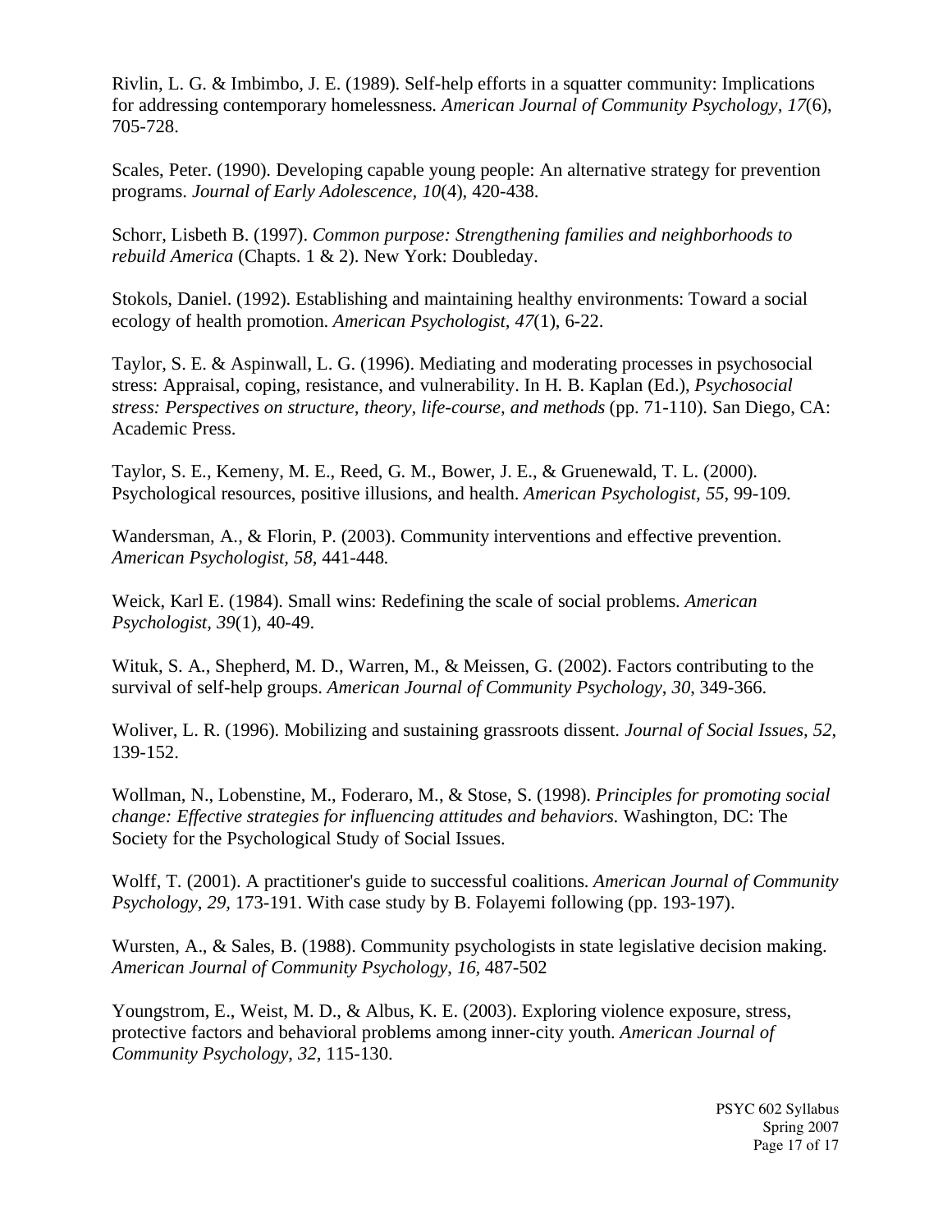Rivlin, L. G. & Imbimbo, J. E. (1989). Self-help efforts in a squatter community: Implications for addressing contemporary homelessness. *American Journal of Community Psychology, 17*(6), 705-728.

Scales, Peter. (1990). Developing capable young people: An alternative strategy for prevention programs. *Journal of Early Adolescence, 10*(4), 420-438.

Schorr, Lisbeth B. (1997). *Common purpose: Strengthening families and neighborhoods to rebuild America* (Chapts. 1 & 2). New York: Doubleday.

Stokols, Daniel. (1992). Establishing and maintaining healthy environments: Toward a social ecology of health promotion. *American Psychologist, 47*(1), 6-22.

Taylor, S. E. & Aspinwall, L. G. (1996). Mediating and moderating processes in psychosocial stress: Appraisal, coping, resistance, and vulnerability. In H. B. Kaplan (Ed.), *Psychosocial stress: Perspectives on structure, theory, life-course, and methods* (pp. 71-110). San Diego, CA: Academic Press.

Taylor, S. E., Kemeny, M. E., Reed, G. M., Bower, J. E., & Gruenewald, T. L. (2000). Psychological resources, positive illusions, and health. *American Psychologist, 55*, 99-109.

Wandersman, A., & Florin, P. (2003). Community interventions and effective prevention. *American Psychologist, 58*, 441-448.

Weick, Karl E. (1984). Small wins: Redefining the scale of social problems. *American Psychologist, 39*(1), 40-49.

Wituk, S. A., Shepherd, M. D., Warren, M., & Meissen, G. (2002). Factors contributing to the survival of self-help groups. *American Journal of Community Psychology*, *30*, 349-366.

Woliver, L. R. (1996). Mobilizing and sustaining grassroots dissent. *Journal of Social Issues, 52,* 139-152.

Wollman, N., Lobenstine, M., Foderaro, M., & Stose, S. (1998). *Principles for promoting social change: Effective strategies for influencing attitudes and behaviors.* Washington, DC: The Society for the Psychological Study of Social Issues.

Wolff, T. (2001). A practitioner's guide to successful coalitions. *American Journal of Community Psychology, 29,* 173-191. With case study by B. Folayemi following (pp. 193-197).

Wursten, A., & Sales, B. (1988). Community psychologists in state legislative decision making. *American Journal of Community Psychology*, *16,* 487-502

Youngstrom, E., Weist, M. D., & Albus, K. E. (2003). Exploring violence exposure, stress, protective factors and behavioral problems among inner-city youth. *American Journal of Community Psychology*, *32*, 115-130.